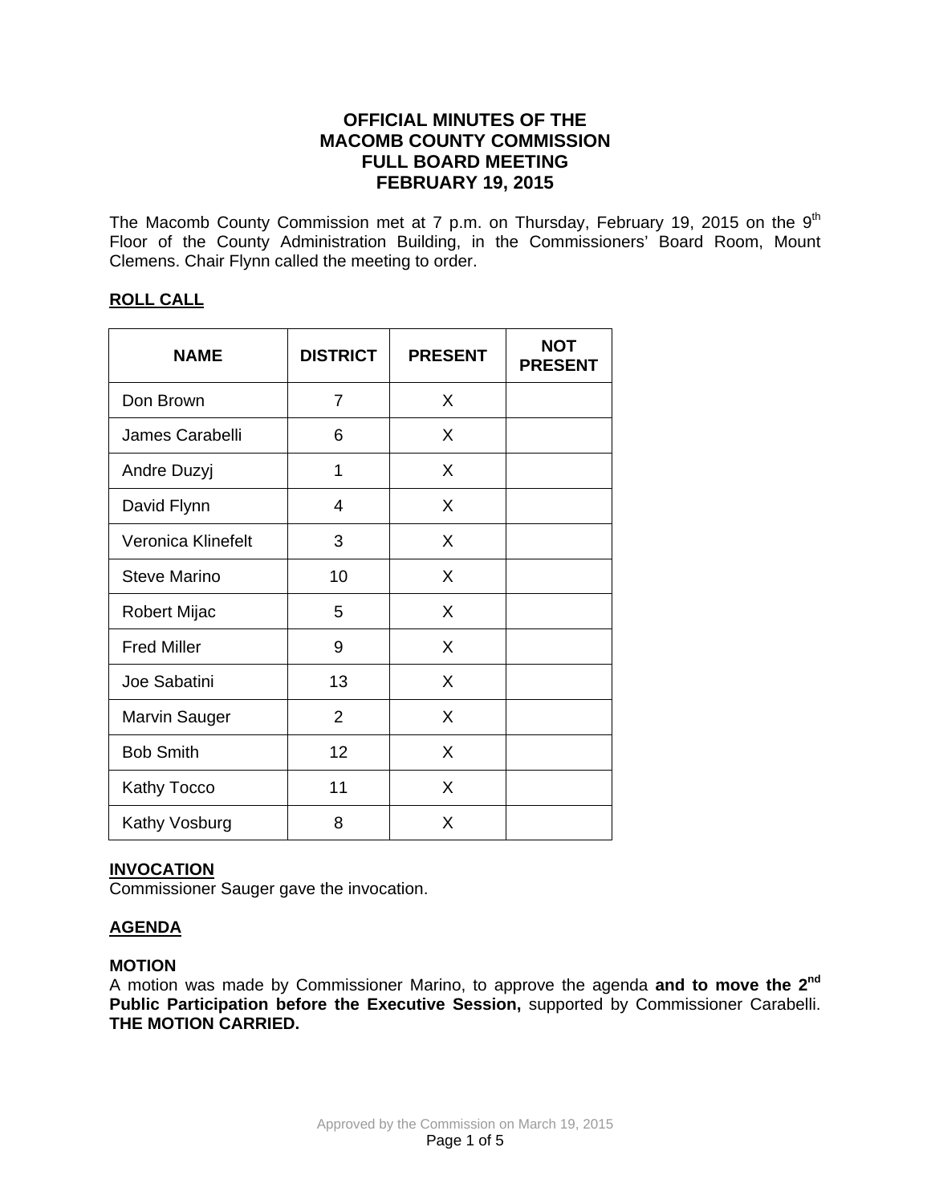# OFFICIAL MINUTES OF THE MACOMB COUNTY COMMISSION FULL BOARD MEETING FEBRUARY 19, 2015

The Macomb County Commission met at 7 p.m. on Thursday, February 19, 2015 on the 9th Floor of the County Administration Building, in the Commissioners' Board Room, Mount Clemens. Chair Flynn called the meeting to order.

## ROLL CALL

| NAME | DISTRICT | PRESENT | NOT PRESENT |
|---|---|---|---|
| Don Brown | 7 | X | |
| James Carabelli | 6 | X | |
| Andre Duzyj | 1 | X | |
| David Flynn | 4 | X | |
| Veronica Klinefelt | 3 | X | |
| Steve Marino | 10 | X | |
| Robert Mijac | 5 | X | |
| Fred Miller | 9 | X | |
| Joe Sabatini | 13 | X | |
| Marvin Sauger | 2 | X | |
| Bob Smith | 12 | X | |
| Kathy Tocco | 11 | X | |
| Kathy Vosburg | 8 | X | |

## INVOCATION

Commissioner Sauger gave the invocation.

## AGENDA

**MOTION**

A motion was made by Commissioner Marino, to approve the agenda **and to move the 2nd Public Participation before the Executive Session,** supported by Commissioner Carabelli. **THE MOTION CARRIED.**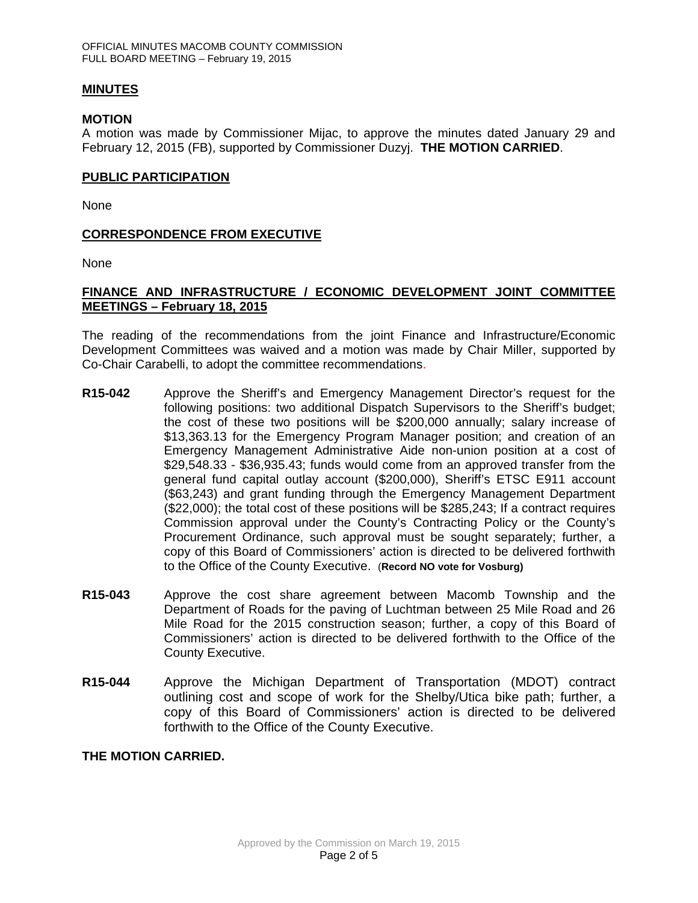**MINUTES**

**MOTION**

A motion was made by Commissioner Mijac, to approve the minutes dated January 29 and February 12, 2015 (FB), supported by Commissioner Duzyj. **THE MOTION CARRIED**.

**PUBLIC PARTICIPATION**

None

**CORRESPONDENCE FROM EXECUTIVE**

None

**FINANCE AND INFRASTRUCTURE / ECONOMIC DEVELOPMENT JOINT COMMITTEE MEETINGS – February 18, 2015**

The reading of the recommendations from the joint Finance and Infrastructure/Economic Development Committees was waived and a motion was made by Chair Miller, supported by Co-Chair Carabelli, to adopt the committee recommendations.

**R15-042** Approve the Sheriff's and Emergency Management Director's request for the following positions: two additional Dispatch Supervisors to the Sheriff's budget; the cost of these two positions will be $200,000 annually; salary increase of $13,363.13 for the Emergency Program Manager position; and creation of an Emergency Management Administrative Aide non-union position at a cost of $29,548.33 - $36,935.43; funds would come from an approved transfer from the general fund capital outlay account ($200,000), Sheriff's ETSC E911 account ($63,243) and grant funding through the Emergency Management Department ($22,000); the total cost of these positions will be $285,243; If a contract requires Commission approval under the County's Contracting Policy or the County's Procurement Ordinance, such approval must be sought separately; further, a copy of this Board of Commissioners' action is directed to be delivered forthwith to the Office of the County Executive. (**Record NO vote for Vosburg)**

**R15-043** Approve the cost share agreement between Macomb Township and the Department of Roads for the paving of Luchtman between 25 Mile Road and 26 Mile Road for the 2015 construction season; further, a copy of this Board of Commissioners' action is directed to be delivered forthwith to the Office of the County Executive.

**R15-044** Approve the Michigan Department of Transportation (MDOT) contract outlining cost and scope of work for the Shelby/Utica bike path; further, a copy of this Board of Commissioners' action is directed to be delivered forthwith to the Office of the County Executive.

**THE MOTION CARRIED.**

Approved by the Commission on March 19, 2015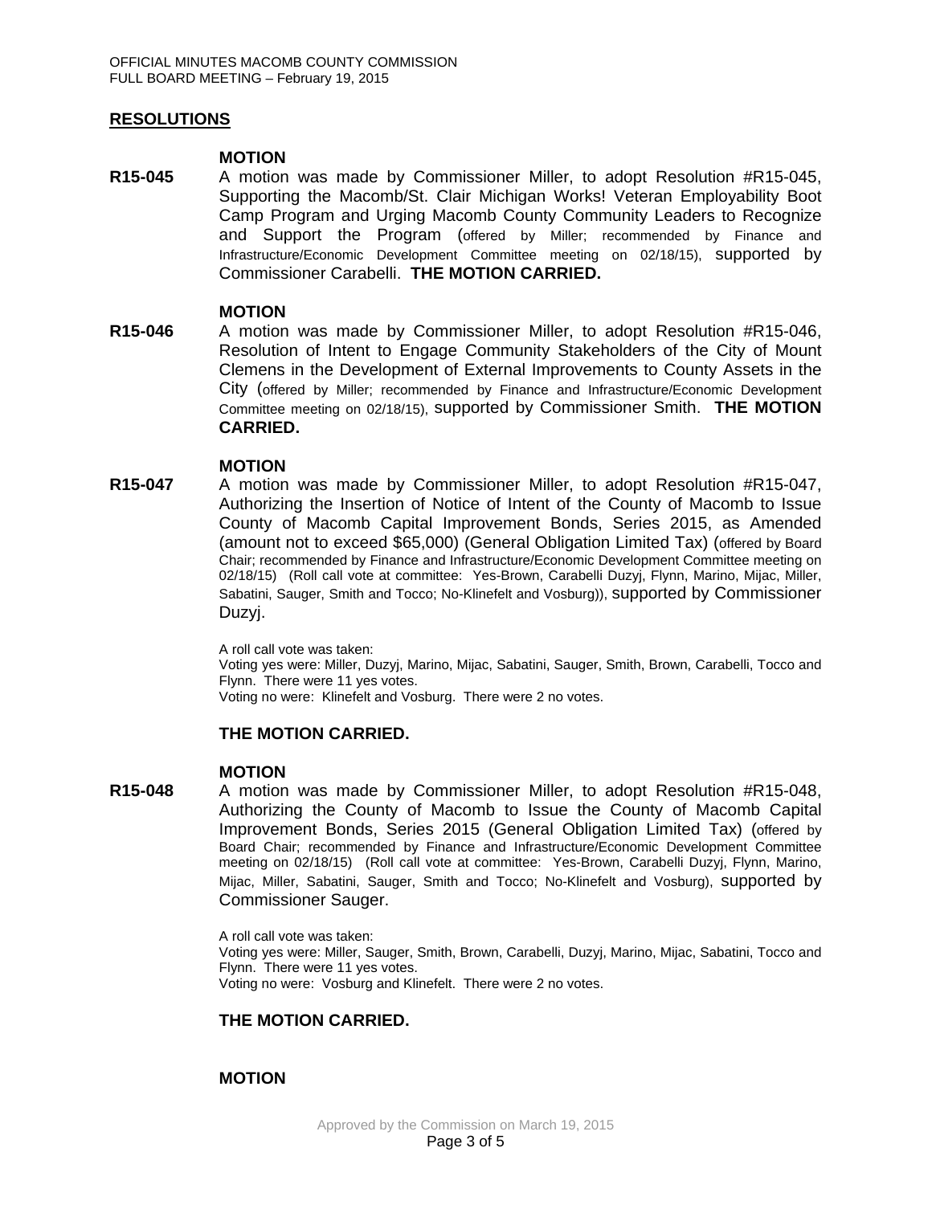## RESOLUTIONS

**MOTION**

**R15-045** A motion was made by Commissioner Miller, to adopt Resolution #R15-045, Supporting the Macomb/St. Clair Michigan Works! Veteran Employability Boot Camp Program and Urging Macomb County Community Leaders to Recognize and Support the Program (offered by Miller; recommended by Finance and Infrastructure/Economic Development Committee meeting on 02/18/15), supported by Commissioner Carabelli. **THE MOTION CARRIED.**

**MOTION**

**R15-046** A motion was made by Commissioner Miller, to adopt Resolution #R15-046, Resolution of Intent to Engage Community Stakeholders of the City of Mount Clemens in the Development of External Improvements to County Assets in the City (offered by Miller; recommended by Finance and Infrastructure/Economic Development Committee meeting on 02/18/15), supported by Commissioner Smith. **THE MOTION CARRIED.**

**MOTION**

**R15-047** A motion was made by Commissioner Miller, to adopt Resolution #R15-047, Authorizing the Insertion of Notice of Intent of the County of Macomb to Issue County of Macomb Capital Improvement Bonds, Series 2015, as Amended (amount not to exceed $65,000) (General Obligation Limited Tax) (offered by Board Chair; recommended by Finance and Infrastructure/Economic Development Committee meeting on 02/18/15) (Roll call vote at committee: Yes-Brown, Carabelli Duzyj, Flynn, Marino, Mijac, Miller, Sabatini, Sauger, Smith and Tocco; No-Klinefelt and Vosburg)), supported by Commissioner Duzyj.

A roll call vote was taken:
Voting yes were: Miller, Duzyj, Marino, Mijac, Sabatini, Sauger, Smith, Brown, Carabelli, Tocco and Flynn. There were 11 yes votes.
Voting no were: Klinefelt and Vosburg. There were 2 no votes.

**THE MOTION CARRIED.**

**MOTION**

**R15-048** A motion was made by Commissioner Miller, to adopt Resolution #R15-048, Authorizing the County of Macomb to Issue the County of Macomb Capital Improvement Bonds, Series 2015 (General Obligation Limited Tax) (offered by Board Chair; recommended by Finance and Infrastructure/Economic Development Committee meeting on 02/18/15) (Roll call vote at committee: Yes-Brown, Carabelli Duzyj, Flynn, Marino, Mijac, Miller, Sabatini, Sauger, Smith and Tocco; No-Klinefelt and Vosburg), supported by Commissioner Sauger.

A roll call vote was taken:
Voting yes were: Miller, Sauger, Smith, Brown, Carabelli, Duzyj, Marino, Mijac, Sabatini, Tocco and Flynn. There were 11 yes votes.
Voting no were: Vosburg and Klinefelt. There were 2 no votes.

**THE MOTION CARRIED.**

**MOTION**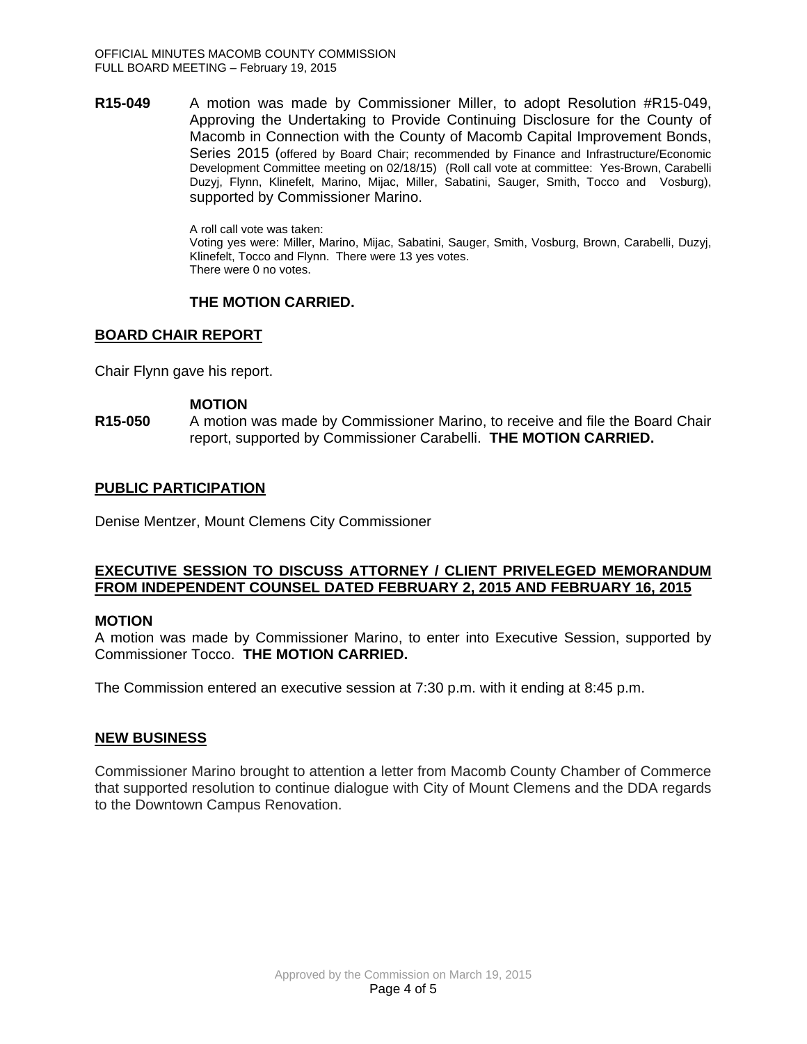**R15-049** A motion was made by Commissioner Miller, to adopt Resolution #R15-049, Approving the Undertaking to Provide Continuing Disclosure for the County of Macomb in Connection with the County of Macomb Capital Improvement Bonds, Series 2015 (offered by Board Chair; recommended by Finance and Infrastructure/Economic Development Committee meeting on 02/18/15) (Roll call vote at committee: Yes-Brown, Carabelli Duzyj, Flynn, Klinefelt, Marino, Mijac, Miller, Sabatini, Sauger, Smith, Tocco and Vosburg), supported by Commissioner Marino.

A roll call vote was taken:
Voting yes were: Miller, Marino, Mijac, Sabatini, Sauger, Smith, Vosburg, Brown, Carabelli, Duzyj, Klinefelt, Tocco and Flynn. There were 13 yes votes.
There were 0 no votes.

**THE MOTION CARRIED.**

## BOARD CHAIR REPORT

Chair Flynn gave his report.

**MOTION**

**R15-050** A motion was made by Commissioner Marino, to receive and file the Board Chair report, supported by Commissioner Carabelli. **THE MOTION CARRIED.**

## PUBLIC PARTICIPATION

Denise Mentzer, Mount Clemens City Commissioner

## EXECUTIVE SESSION TO DISCUSS ATTORNEY / CLIENT PRIVELEGED MEMORANDUM FROM INDEPENDENT COUNSEL DATED FEBRUARY 2, 2015 AND FEBRUARY 16, 2015

**MOTION**

A motion was made by Commissioner Marino, to enter into Executive Session, supported by Commissioner Tocco. **THE MOTION CARRIED.**

The Commission entered an executive session at 7:30 p.m. with it ending at 8:45 p.m.

## NEW BUSINESS

Commissioner Marino brought to attention a letter from Macomb County Chamber of Commerce that supported resolution to continue dialogue with City of Mount Clemens and the DDA regards to the Downtown Campus Renovation.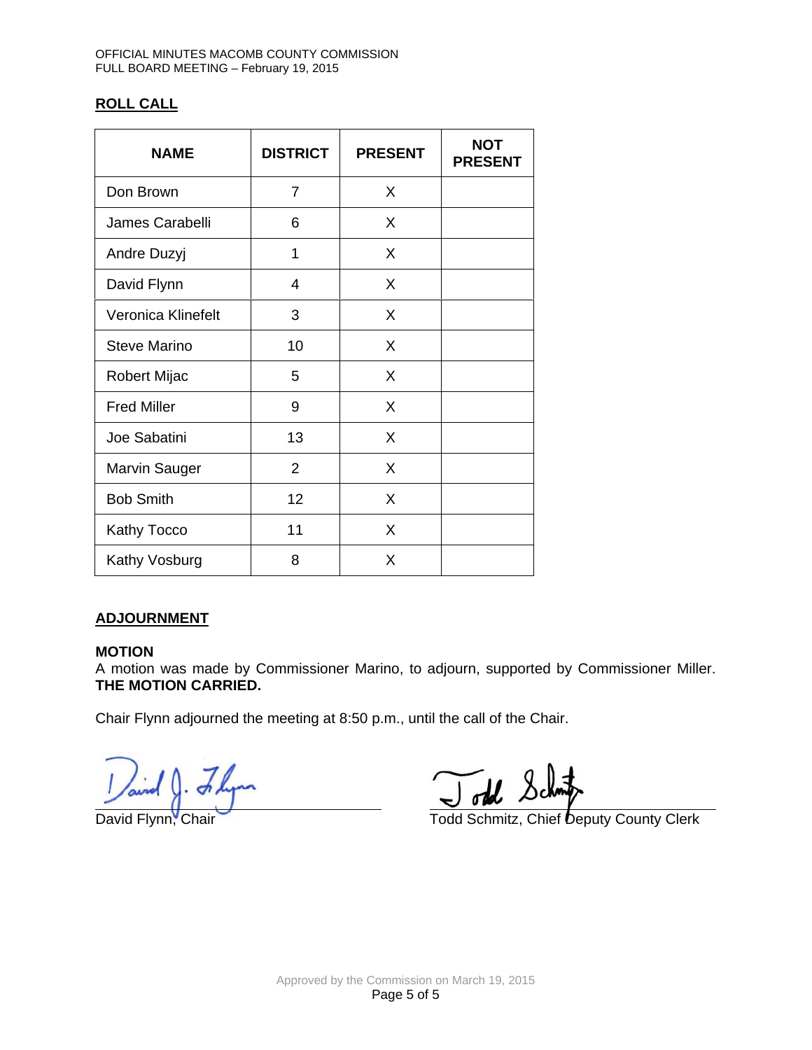## ROLL CALL

| NAME | DISTRICT | PRESENT | NOT PRESENT |
|---|---|---|---|
| Don Brown | 7 | X | |
| James Carabelli | 6 | X | |
| Andre Duzyj | 1 | X | |
| David Flynn | 4 | X | |
| Veronica Klinefelt | 3 | X | |
| Steve Marino | 10 | X | |
| Robert Mijac | 5 | X | |
| Fred Miller | 9 | X | |
| Joe Sabatini | 13 | X | |
| Marvin Sauger | 2 | X | |
| Bob Smith | 12 | X | |
| Kathy Tocco | 11 | X | |
| Kathy Vosburg | 8 | X | |

## ADJOURNMENT

**MOTION**
A motion was made by Commissioner Marino, to adjourn, supported by Commissioner Miller. **THE MOTION CARRIED.**

Chair Flynn adjourned the meeting at 8:50 p.m., until the call of the Chair.

David Flynn, Chair

Todd Schmitz, Chief Deputy County Clerk

Approved by the Commission on March 19, 2015